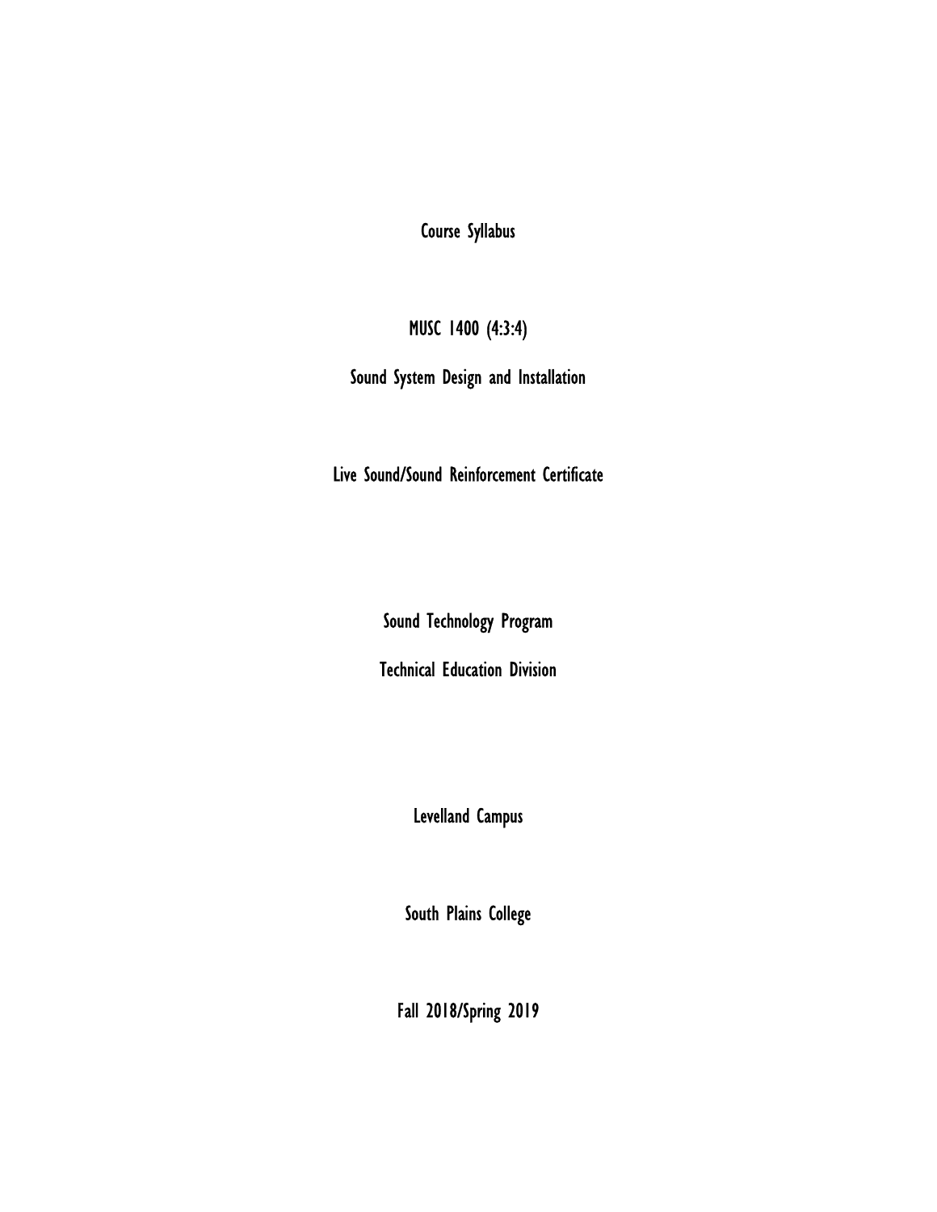# Course Syllabus

## MUSC 1400 (4:3:4)

## Sound System Design and Installation

Live Sound/Sound Reinforcement Certificate

Sound Technology Program

Technical Education Division

Levelland Campus

South Plains College

Fall 2018/Spring 2019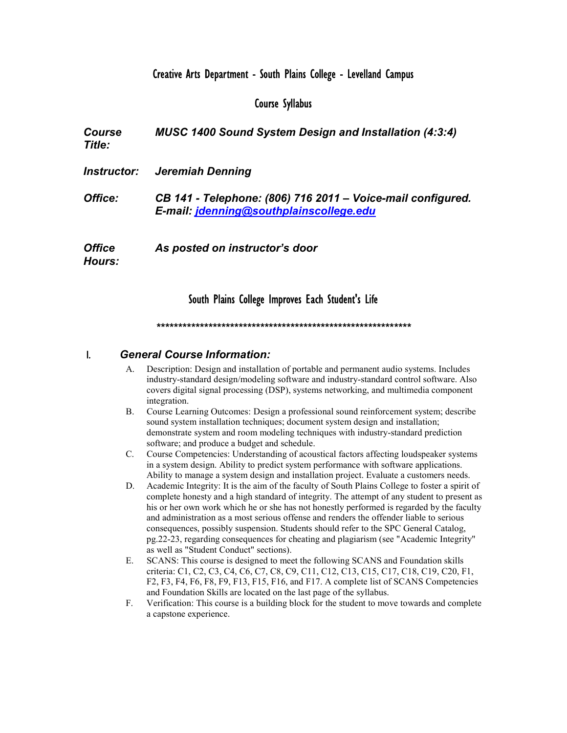Creative Arts Department - South Plains College - Levelland Campus

Course Syllabus

| | |
|---|---|
| ***Course Title:*** | ***MUSC 1400 Sound System Design and Installation (4:3:4)*** |
| ***Instructor:*** | ***Jeremiah Denning*** |
| ***Office:*** | ***CB 141 - Telephone: (806) 716 2011 – Voice-mail configured. E-mail: [jdenning@southplainscollege.edu](mailto:jdenning@southplainscollege.edu)*** |
| ***Office Hours:*** | ***As posted on instructor's door*** |

South Plains College Improves Each Student's Life

**************************************************************

## I. *General Course Information:*

A. Description: Design and installation of portable and permanent audio systems. Includes industry-standard design/modeling software and industry-standard control software. Also covers digital signal processing (DSP), systems networking, and multimedia component integration.

B. Course Learning Outcomes: Design a professional sound reinforcement system; describe sound system installation techniques; document system design and installation; demonstrate system and room modeling techniques with industry-standard prediction software; and produce a budget and schedule.

C. Course Competencies: Understanding of acoustical factors affecting loudspeaker systems in a system design. Ability to predict system performance with software applications. Ability to manage a system design and installation project. Evaluate a customers needs.

D. Academic Integrity: It is the aim of the faculty of South Plains College to foster a spirit of complete honesty and a high standard of integrity. The attempt of any student to present as his or her own work which he or she has not honestly performed is regarded by the faculty and administration as a most serious offense and renders the offender liable to serious consequences, possibly suspension. Students should refer to the SPC General Catalog, pg.22-23, regarding consequences for cheating and plagiarism (see "Academic Integrity" as well as "Student Conduct" sections).

E. SCANS: This course is designed to meet the following SCANS and Foundation skills criteria: C1, C2, C3, C4, C6, C7, C8, C9, C11, C12, C13, C15, C17, C18, C19, C20, F1, F2, F3, F4, F6, F8, F9, F13, F15, F16, and F17. A complete list of SCANS Competencies and Foundation Skills are located on the last page of the syllabus.

F. Verification: This course is a building block for the student to move towards and complete a capstone experience.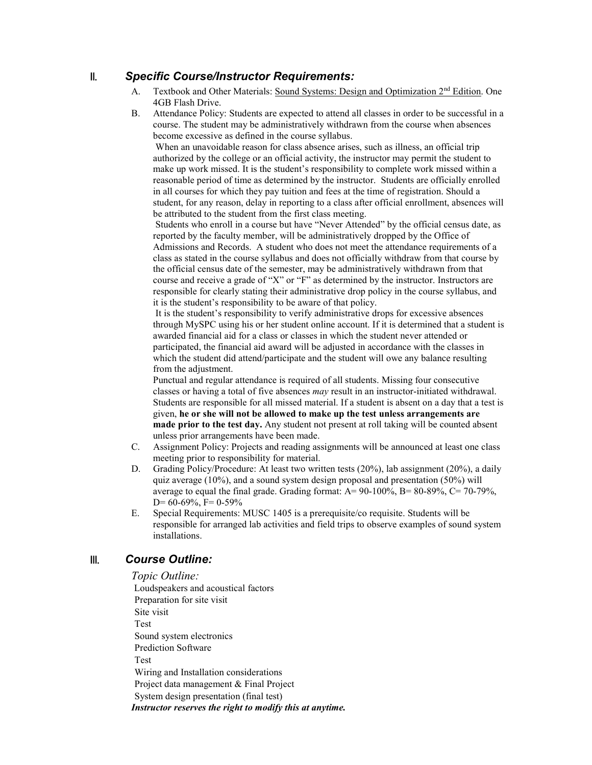## II. *Specific Course/Instructor Requirements:*

A. Textbook and Other Materials: <u>Sound Systems: Design and Optimization 2nd Edition</u>. One 4GB Flash Drive.

B. Attendance Policy: Students are expected to attend all classes in order to be successful in a course. The student may be administratively withdrawn from the course when absences become excessive as defined in the course syllabus.

When an unavoidable reason for class absence arises, such as illness, an official trip authorized by the college or an official activity, the instructor may permit the student to make up work missed. It is the student's responsibility to complete work missed within a reasonable period of time as determined by the instructor. Students are officially enrolled in all courses for which they pay tuition and fees at the time of registration. Should a student, for any reason, delay in reporting to a class after official enrollment, absences will be attributed to the student from the first class meeting.

Students who enroll in a course but have "Never Attended" by the official census date, as reported by the faculty member, will be administratively dropped by the Office of Admissions and Records. A student who does not meet the attendance requirements of a class as stated in the course syllabus and does not officially withdraw from that course by the official census date of the semester, may be administratively withdrawn from that course and receive a grade of "X" or "F" as determined by the instructor. Instructors are responsible for clearly stating their administrative drop policy in the course syllabus, and it is the student's responsibility to be aware of that policy.

It is the student's responsibility to verify administrative drops for excessive absences through MySPC using his or her student online account. If it is determined that a student is awarded financial aid for a class or classes in which the student never attended or participated, the financial aid award will be adjusted in accordance with the classes in which the student did attend/participate and the student will owe any balance resulting from the adjustment.

Punctual and regular attendance is required of all students. Missing four consecutive classes or having a total of five absences *may* result in an instructor-initiated withdrawal. Students are responsible for all missed material. If a student is absent on a day that a test is given, **he or she will not be allowed to make up the test unless arrangements are made prior to the test day.** Any student not present at roll taking will be counted absent unless prior arrangements have been made.

C. Assignment Policy: Projects and reading assignments will be announced at least one class meeting prior to responsibility for material.

D. Grading Policy/Procedure: At least two written tests (20%), lab assignment (20%), a daily quiz average (10%), and a sound system design proposal and presentation (50%) will average to equal the final grade. Grading format: A= 90-100%, B= 80-89%, C= 70-79%, D= 60-69%, F= 0-59%

E. Special Requirements: MUSC 1405 is a prerequisite/co requisite. Students will be responsible for arranged lab activities and field trips to observe examples of sound system installations.

## III. *Course Outline:*

*Topic Outline:*

Loudspeakers and acoustical factors
Preparation for site visit
Site visit
Test
Sound system electronics
Prediction Software
Test
Wiring and Installation considerations
Project data management & Final Project
System design presentation (final test)

***Instructor reserves the right to modify this at anytime.***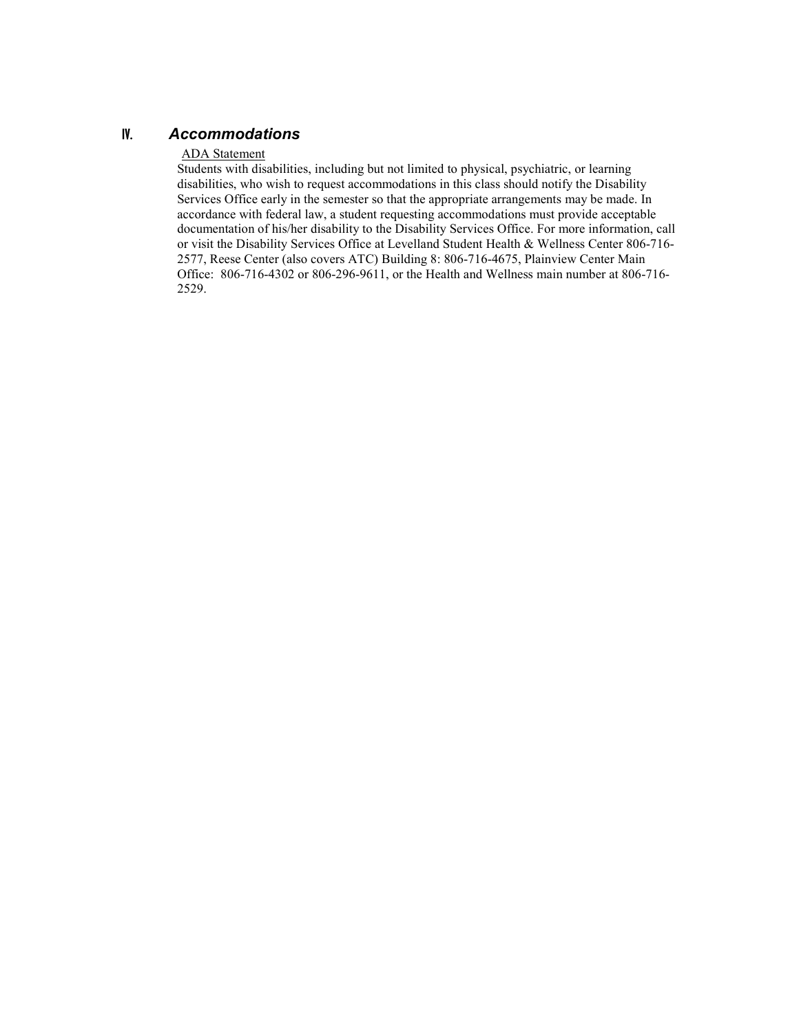## IV. *Accommodations*

ADA Statement

Students with disabilities, including but not limited to physical, psychiatric, or learning disabilities, who wish to request accommodations in this class should notify the Disability Services Office early in the semester so that the appropriate arrangements may be made. In accordance with federal law, a student requesting accommodations must provide acceptable documentation of his/her disability to the Disability Services Office. For more information, call or visit the Disability Services Office at Levelland Student Health & Wellness Center 806-716-2577, Reese Center (also covers ATC) Building 8: 806-716-4675, Plainview Center Main Office: 806-716-4302 or 806-296-9611, or the Health and Wellness main number at 806-716-2529.